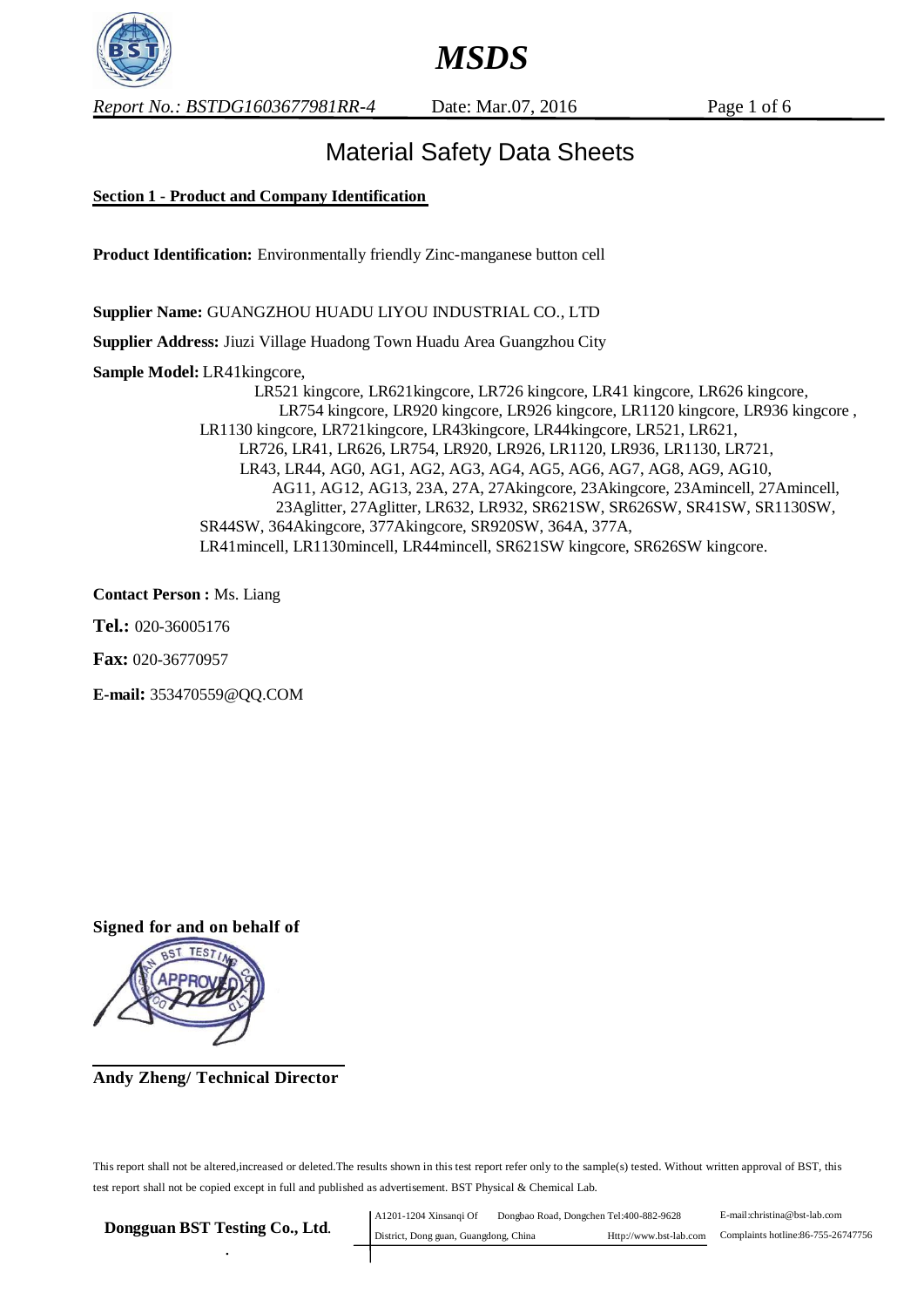# MSDS

*Report No.: BSTDG1603677981RR-4* Date: Mar.07, 2016

## Material Safety Data Sheets

**Section 1 - Product and Company Identification**

**Product Identification:** Environmentally friendly Zinc-manganese button cell

**Supplier Name:** GUANGZHOU HUADU LIYOU INDUSTRIAL CO., LTD

**Supplier Address:** Jiuzi Village Huadong Town Huadu Area Guangzhou City

**Sample Model:** LR41kingcore, LR521 kingcore, LR621kingcore, LR726 kingcore, LR41 kingcore, LR626 kingcore, LR754 kingcore, LR920 kingcore, LR926 kingcore, LR1120 kingcore, LR936 kingcore , LR1130 kingcore, LR721kingcore, LR43kingcore, LR44kingcore, LR521, LR621, LR726, LR41, LR626, LR754, LR920, LR926, LR1120, LR936, LR1130, LR721, LR43, LR44, AG0, AG1, AG2, AG3, AG4, AG5, AG6, AG7, AG8, AG9, AG10, AG11, AG12, AG13, 23A, 27A, 27Akingcore, 23Akingcore, 23Amincell, 27Amincell, 23Aglitter, 27Aglitter, LR632, LR932, SR621SW, SR626SW, SR41SW, SR1130SW, SR44SW, 364Akingcore, 377Akingcore, SR920SW, 364A, 377A, LR41mincell, LR1130mincell, LR44mincell, SR621SW kingcore, SR626SW kingcore.

**Contact Person :** Ms. Liang

**Tel.:** 020-36005176

**Fax:** 020-36770957

**E-mail:** 353470559@QQ.COM

**Signed for and on behalf of**

**Andy Zheng/ Technical Director**

This report shall not be altered,increased or deleted.The results shown in this test report refer only to the sample(s) tested. Without written approval of BST, this test report shall not be copied except in full and published as advertisement. BST Physical & Chemical Lab.

**Dongguan BST Testing Co., Ltd.** A1201-1204 Xinsanqi Of Dongbao Road, Dongchen District, Dong guan, Guangdong, China Tel:400-882-9628 Http://www.bst-lab.com E-mail:christina@bst-lab.com Complaints hotline:86-755-26747756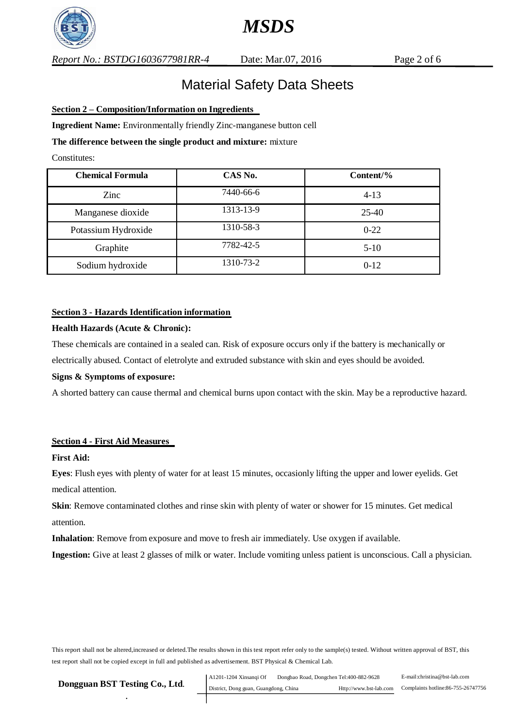# Material Safety Data Sheets

## Section 2 – Composition/Information on Ingredients

**Ingredient Name:** Environmentally friendly Zinc-manganese button cell

**The difference between the single product and mixture:** mixture

Constitutes:

| Chemical Formula | CAS No. | Content/% |
|---|---|---|
| Zinc | 7440-66-6 | 4-13 |
| Manganese dioxide | 1313-13-9 | 25-40 |
| Potassium Hydroxide | 1310-58-3 | 0-22 |
| Graphite | 7782-42-5 | 5-10 |
| Sodium hydroxide | 1310-73-2 | 0-12 |

## Section 3 - Hazards Identification information

**Health Hazards (Acute & Chronic):**

These chemicals are contained in a sealed can. Risk of exposure occurs only if the battery is mechanically or electrically abused. Contact of eletrolyte and extruded substance with skin and eyes should be avoided.

**Signs & Symptoms of exposure:**

A shorted battery can cause thermal and chemical burns upon contact with the skin. May be a reproductive hazard.

## Section 4 - First Aid Measures

**First Aid:**

**Eyes**: Flush eyes with plenty of water for at least 15 minutes, occasionly lifting the upper and lower eyelids. Get medical attention.

**Skin**: Remove contaminated clothes and rinse skin with plenty of water or shower for 15 minutes. Get medical attention.

**Inhalation**: Remove from exposure and move to fresh air immediately. Use oxygen if available.

**Ingestion:** Give at least 2 glasses of milk or water. Include vomiting unless patient is unconscious. Call a physician.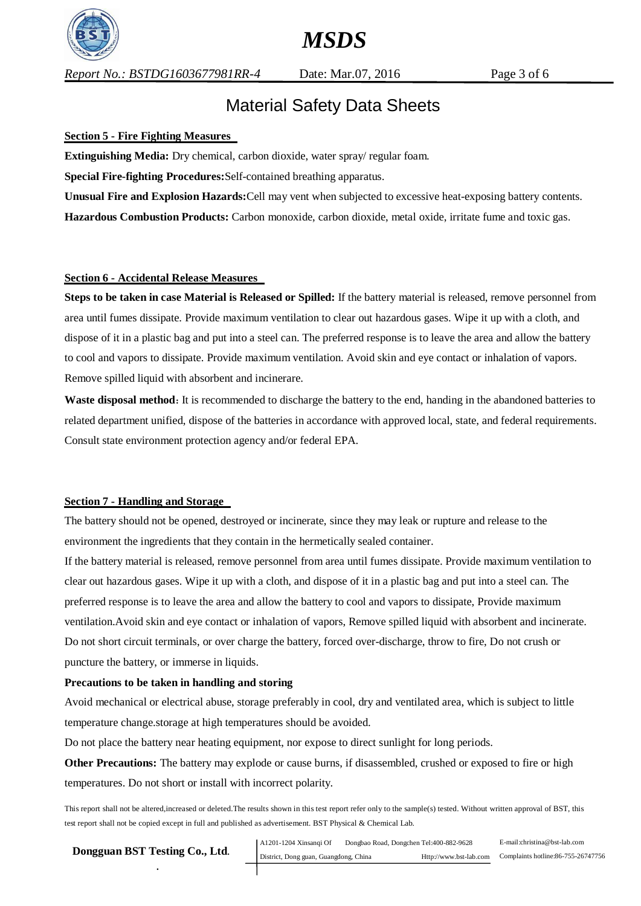# Material Safety Data Sheets

**Section 5 - Fire Fighting Measures**

**Extinguishing Media:** Dry chemical, carbon dioxide, water spray/ regular foam.

**Special Fire-fighting Procedures:**Self-contained breathing apparatus.

**Unusual Fire and Explosion Hazards:**Cell may vent when subjected to excessive heat-exposing battery contents.

**Hazardous Combustion Products:** Carbon monoxide, carbon dioxide, metal oxide, irritate fume and toxic gas.

**Section 6 - Accidental Release Measures**

**Steps to be taken in case Material is Released or Spilled:** If the battery material is released, remove personnel from area until fumes dissipate. Provide maximum ventilation to clear out hazardous gases. Wipe it up with a cloth, and dispose of it in a plastic bag and put into a steel can. The preferred response is to leave the area and allow the battery to cool and vapors to dissipate. Provide maximum ventilation. Avoid skin and eye contact or inhalation of vapors. Remove spilled liquid with absorbent and incinerare.

**Waste disposal method**: It is recommended to discharge the battery to the end, handing in the abandoned batteries to related department unified, dispose of the batteries in accordance with approved local, state, and federal requirements. Consult state environment protection agency and/or federal EPA.

**Section 7 - Handling and Storage**

The battery should not be opened, destroyed or incinerate, since they may leak or rupture and release to the environment the ingredients that they contain in the hermetically sealed container.

If the battery material is released, remove personnel from area until fumes dissipate. Provide maximum ventilation to clear out hazardous gases. Wipe it up with a cloth, and dispose of it in a plastic bag and put into a steel can. The preferred response is to leave the area and allow the battery to cool and vapors to dissipate, Provide maximum ventilation.Avoid skin and eye contact or inhalation of vapors, Remove spilled liquid with absorbent and incinerate. Do not short circuit terminals, or over charge the battery, forced over-discharge, throw to fire, Do not crush or puncture the battery, or immerse in liquids.

**Precautions to be taken in handling and storing**

Avoid mechanical or electrical abuse, storage preferably in cool, dry and ventilated area, which is subject to little temperature change.storage at high temperatures should be avoided.

Do not place the battery near heating equipment, nor expose to direct sunlight for long periods.

**Other Precautions:** The battery may explode or cause burns, if disassembled, crushed or exposed to fire or high temperatures. Do not short or install with incorrect polarity.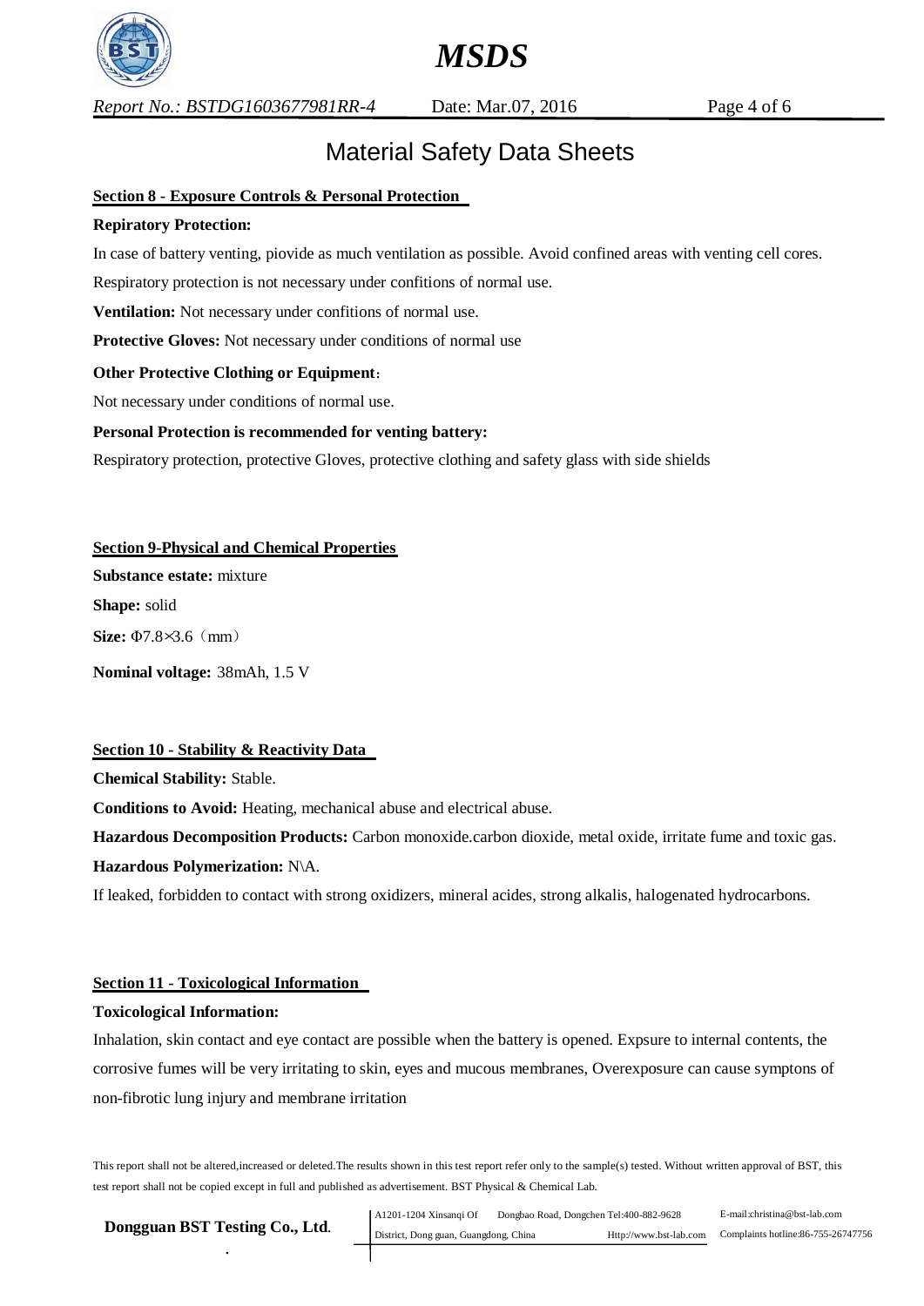# Material Safety Data Sheets

## Section 8 - Exposure Controls & Personal Protection

**Repiratory Protection:**

In case of battery venting, piovide as much ventilation as possible. Avoid confined areas with venting cell cores.

Respiratory protection is not necessary under confitions of normal use.

**Ventilation:** Not necessary under confitions of normal use.

**Protective Gloves:** Not necessary under conditions of normal use

**Other Protective Clothing or Equipment**:

Not necessary under conditions of normal use.

**Personal Protection is recommended for venting battery:**

Respiratory protection, protective Gloves, protective clothing and safety glass with side shields

## Section 9-Physical and Chemical Properties

**Substance estate:** mixture

**Shape:** solid

**Size:** Φ7.8×3.6（mm）

**Nominal voltage:** 38mAh, 1.5 V

## Section 10 - Stability & Reactivity Data

**Chemical Stability:** Stable.

**Conditions to Avoid:** Heating, mechanical abuse and electrical abuse.

**Hazardous Decomposition Products:** Carbon monoxide.carbon dioxide, metal oxide, irritate fume and toxic gas.

**Hazardous Polymerization:** N\A.

If leaked, forbidden to contact with strong oxidizers, mineral acides, strong alkalis, halogenated hydrocarbons.

## Section 11 - Toxicological Information

**Toxicological Information:**

Inhalation, skin contact and eye contact are possible when the battery is opened. Expsure to internal contents, the corrosive fumes will be very irritating to skin, eyes and mucous membranes, Overexposure can cause symptons of non-fibrotic lung injury and membrane irritation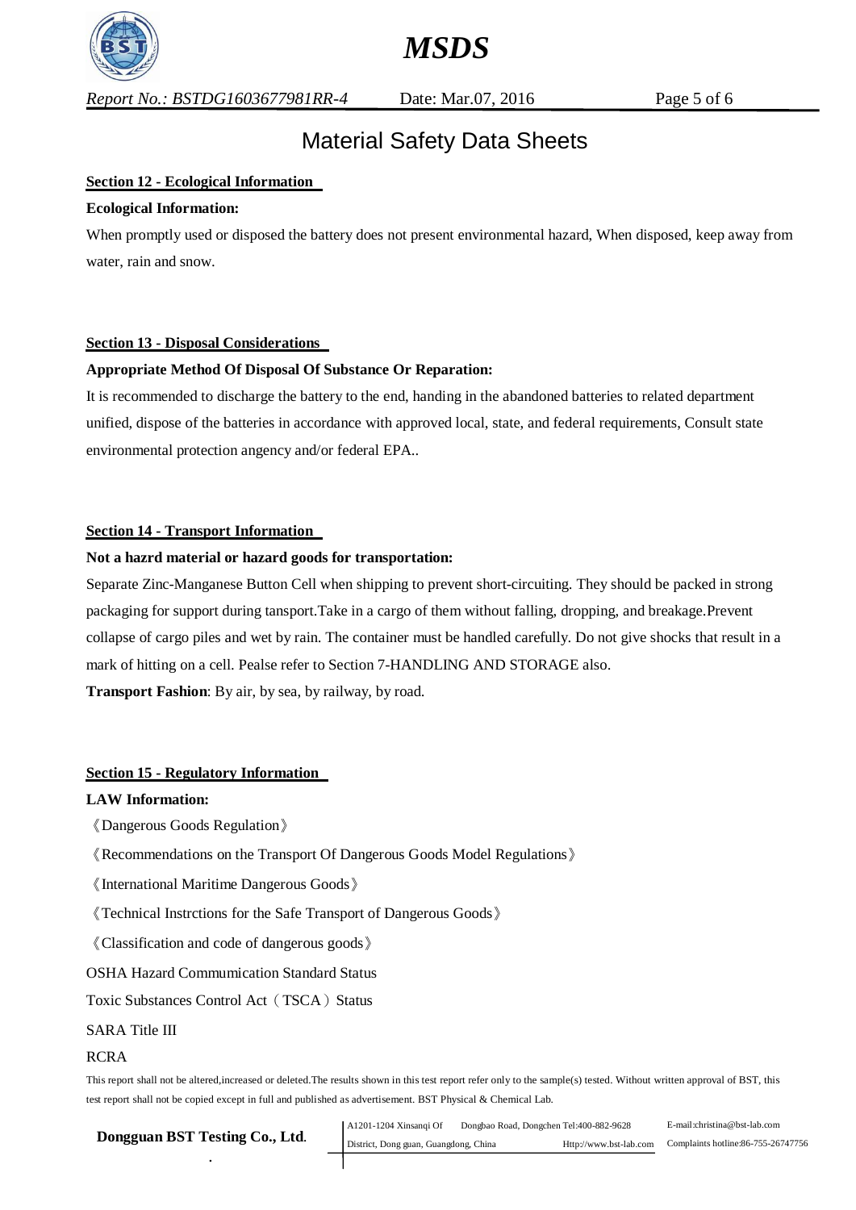# Material Safety Data Sheets

## Section 12 - Ecological Information

**Ecological Information:**

When promptly used or disposed the battery does not present environmental hazard, When disposed, keep away from water, rain and snow.

## Section 13 - Disposal Considerations

**Appropriate Method Of Disposal Of Substance Or Reparation:**

It is recommended to discharge the battery to the end, handing in the abandoned batteries to related department unified, dispose of the batteries in accordance with approved local, state, and federal requirements, Consult state environmental protection angency and/or federal EPA..

## Section 14 - Transport Information

**Not a hazrd material or hazard goods for transportation:**

Separate Zinc-Manganese Button Cell when shipping to prevent short-circuiting. They should be packed in strong packaging for support during tansport.Take in a cargo of them without falling, dropping, and breakage.Prevent collapse of cargo piles and wet by rain. The container must be handled carefully. Do not give shocks that result in a mark of hitting on a cell. Pealse refer to Section 7-HANDLING AND STORAGE also.

**Transport Fashion**: By air, by sea, by railway, by road.

## Section 15 - Regulatory Information

**LAW Information:**

《Dangerous Goods Regulation》

《Recommendations on the Transport Of Dangerous Goods Model Regulations》

《International Maritime Dangerous Goods》

《Technical Instrctions for the Safe Transport of Dangerous Goods》

《Classification and code of dangerous goods》

OSHA Hazard Commumication Standard Status

Toxic Substances Control Act（TSCA）Status

SARA Title III

RCRA

This report shall not be altered,increased or deleted.The results shown in this test report refer only to the sample(s) tested. Without written approval of BST, this test report shall not be copied except in full and published as advertisement. BST Physical & Chemical Lab.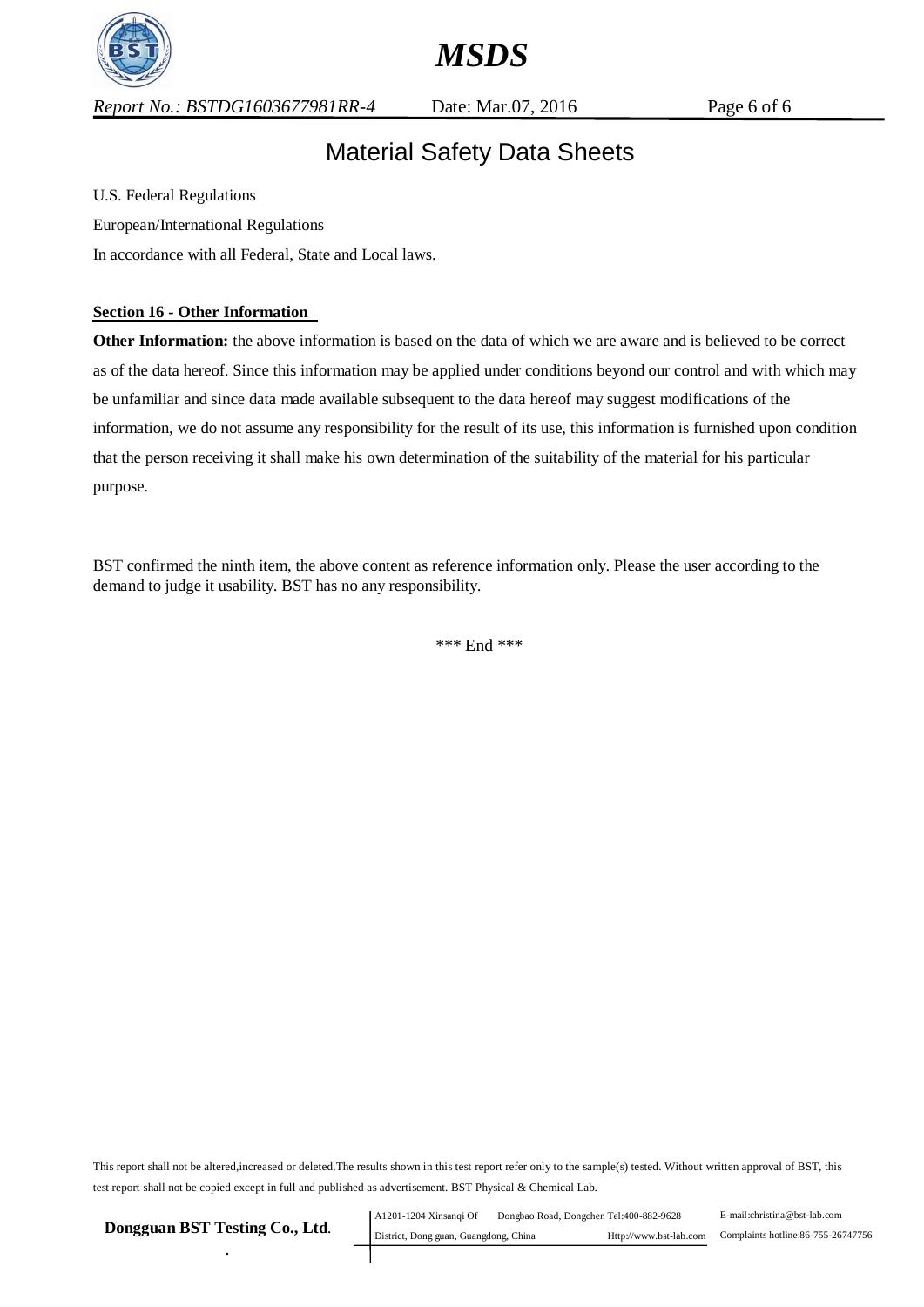# Material Safety Data Sheets

U.S. Federal Regulations

European/International Regulations

In accordance with all Federal, State and Local laws.

## Section 16 - Other Information

**Other Information:** the above information is based on the data of which we are aware and is believed to be correct as of the data hereof. Since this information may be applied under conditions beyond our control and with which may be unfamiliar and since data made available subsequent to the data hereof may suggest modifications of the information, we do not assume any responsibility for the result of its use, this information is furnished upon condition that the person receiving it shall make his own determination of the suitability of the material for his particular purpose.

BST confirmed the ninth item, the above content as reference information only. Please the user according to the demand to judge it usability. BST has no any responsibility.

\*\*\* End \*\*\*